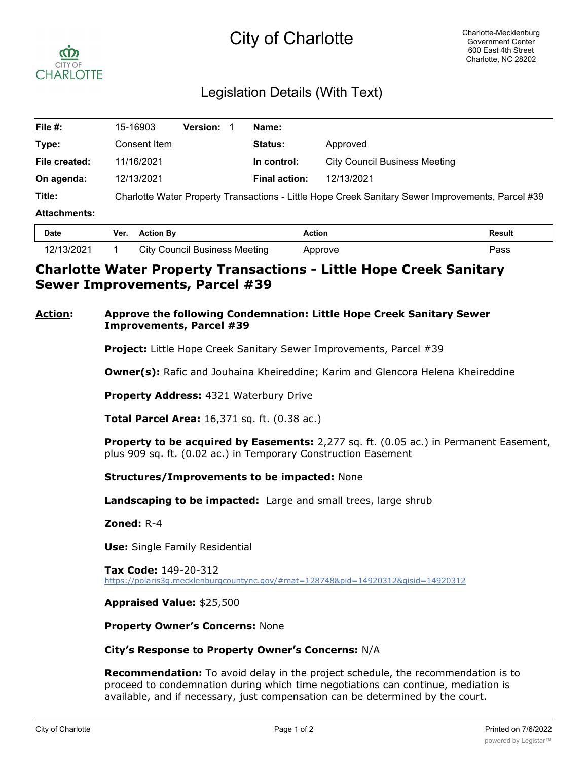# City of Charlotte

Charlotte-Mecklenburg Government Center
600 East 4th Street
Charlotte, NC 28202

## Legislation Details (With Text)

| | | | |
|---|---|---|---|
| **File #:** | 15-16903 **Version:** 1 | **Name:** | |
| **Type:** | Consent Item | **Status:** | Approved |
| **File created:** | 11/16/2021 | **In control:** | City Council Business Meeting |
| **On agenda:** | 12/13/2021 | **Final action:** | 12/13/2021 |
| **Title:** | Charlotte Water Property Transactions - Little Hope Creek Sanitary Sewer Improvements, Parcel #39 | | |
| **Attachments:** | | | |

| Date | Ver. | Action By | Action | Result |
|---|---|---|---|---|
| 12/13/2021 | 1 | City Council Business Meeting | Approve | Pass |

## Charlotte Water Property Transactions - Little Hope Creek Sanitary Sewer Improvements, Parcel #39

**Action:** **Approve the following Condemnation: Little Hope Creek Sanitary Sewer Improvements, Parcel #39**

**Project:** Little Hope Creek Sanitary Sewer Improvements, Parcel #39

**Owner(s):** Rafic and Jouhaina Kheireddine; Karim and Glencora Helena Kheireddine

**Property Address:** 4321 Waterbury Drive

**Total Parcel Area:** 16,371 sq. ft. (0.38 ac.)

**Property to be acquired by Easements:** 2,277 sq. ft. (0.05 ac.) in Permanent Easement, plus 909 sq. ft. (0.02 ac.) in Temporary Construction Easement

**Structures/Improvements to be impacted:** None

**Landscaping to be impacted:** Large and small trees, large shrub

**Zoned:** R-4

**Use:** Single Family Residential

**Tax Code:** 149-20-312
https://polaris3g.mecklenburgcountync.gov/#mat=128748&pid=14920312&gisid=14920312

**Appraised Value:** $25,500

**Property Owner's Concerns:** None

**City's Response to Property Owner's Concerns:** N/A

**Recommendation:** To avoid delay in the project schedule, the recommendation is to proceed to condemnation during which time negotiations can continue, mediation is available, and if necessary, just compensation can be determined by the court.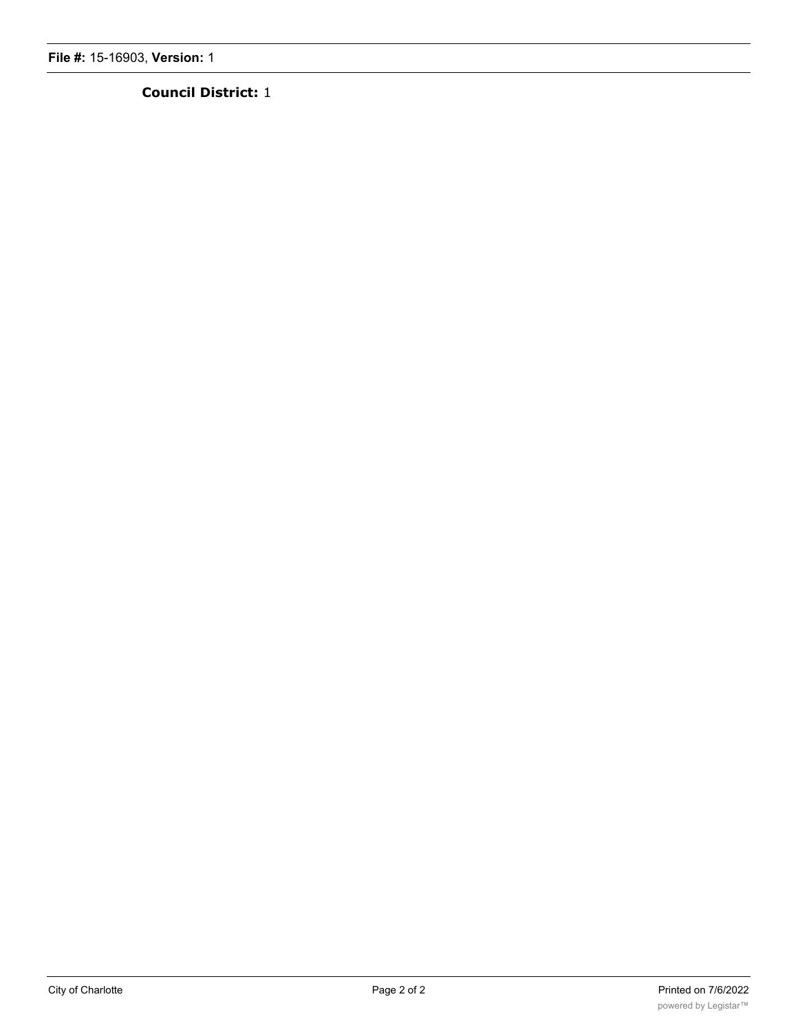**File #:** 15-16903, **Version:** 1

**Council District:** 1